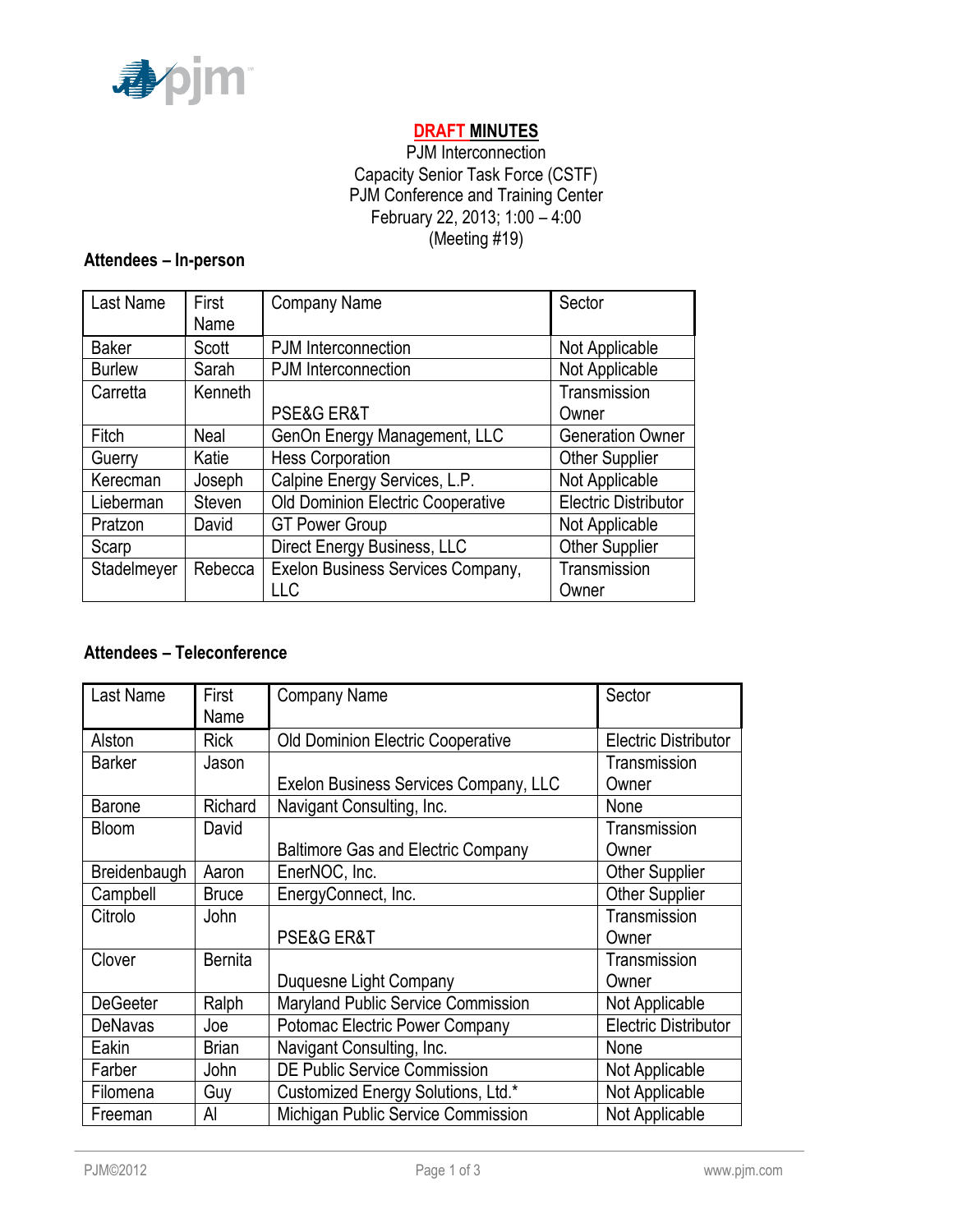**DRAFT MINUTES**

PJM Interconnection
Capacity Senior Task Force (CSTF)
PJM Conference and Training Center
February 22, 2013; 1:00 – 4:00
(Meeting #19)

**Attendees – In-person**

| Last Name | First Name | Company Name | Sector |
|---|---|---|---|
| Baker | Scott | PJM Interconnection | Not Applicable |
| Burlew | Sarah | PJM Interconnection | Not Applicable |
| Carretta | Kenneth | PSE&G ER&T | Transmission Owner |
| Fitch | Neal | GenOn Energy Management, LLC | Generation Owner |
| Guerry | Katie | Hess Corporation | Other Supplier |
| Kerecman | Joseph | Calpine Energy Services, L.P. | Not Applicable |
| Lieberman | Steven | Old Dominion Electric Cooperative | Electric Distributor |
| Pratzon | David | GT Power Group | Not Applicable |
| Scarp | | Direct Energy Business, LLC | Other Supplier |
| Stadelmeyer | Rebecca | Exelon Business Services Company, LLC | Transmission Owner |

**Attendees – Teleconference**

| Last Name | First Name | Company Name | Sector |
|---|---|---|---|
| Alston | Rick | Old Dominion Electric Cooperative | Electric Distributor |
| Barker | Jason | Exelon Business Services Company, LLC | Transmission Owner |
| Barone | Richard | Navigant Consulting, Inc. | None |
| Bloom | David | Baltimore Gas and Electric Company | Transmission Owner |
| Breidenbaugh | Aaron | EnerNOC, Inc. | Other Supplier |
| Campbell | Bruce | EnergyConnect, Inc. | Other Supplier |
| Citrolo | John | PSE&G ER&T | Transmission Owner |
| Clover | Bernita | Duquesne Light Company | Transmission Owner |
| DeGeeter | Ralph | Maryland Public Service Commission | Not Applicable |
| DeNavas | Joe | Potomac Electric Power Company | Electric Distributor |
| Eakin | Brian | Navigant Consulting, Inc. | None |
| Farber | John | DE Public Service Commission | Not Applicable |
| Filomena | Guy | Customized Energy Solutions, Ltd.* | Not Applicable |
| Freeman | Al | Michigan Public Service Commission | Not Applicable |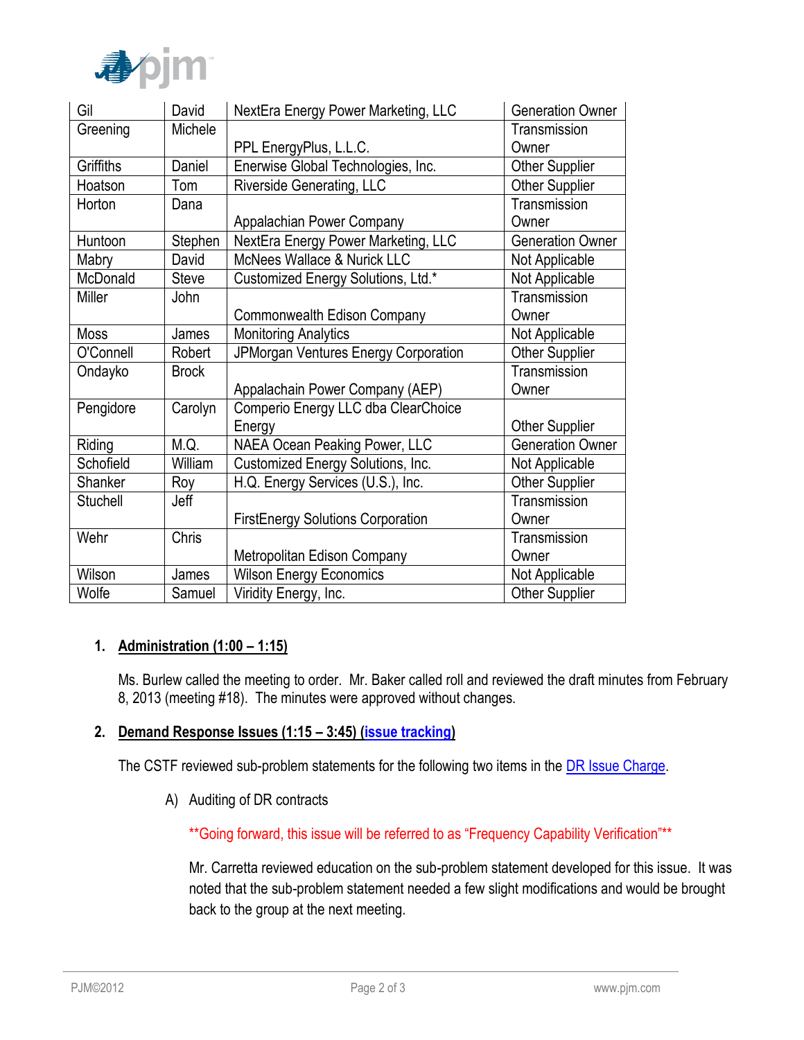| Gil | David | NextEra Energy Power Marketing, LLC | Generation Owner |
|---|---|---|---|
| Greening | Michele | PPL EnergyPlus, L.L.C. | Transmission Owner |
| Griffiths | Daniel | Enerwise Global Technologies, Inc. | Other Supplier |
| Hoatson | Tom | Riverside Generating, LLC | Other Supplier |
| Horton | Dana | Appalachian Power Company | Transmission Owner |
| Huntoon | Stephen | NextEra Energy Power Marketing, LLC | Generation Owner |
| Mabry | David | McNees Wallace & Nurick LLC | Not Applicable |
| McDonald | Steve | Customized Energy Solutions, Ltd.* | Not Applicable |
| Miller | John | Commonwealth Edison Company | Transmission Owner |
| Moss | James | Monitoring Analytics | Not Applicable |
| O'Connell | Robert | JPMorgan Ventures Energy Corporation | Other Supplier |
| Ondayko | Brock | Appalachain Power Company (AEP) | Transmission Owner |
| Pengidore | Carolyn | Comperio Energy LLC dba ClearChoice Energy | Other Supplier |
| Riding | M.Q. | NAEA Ocean Peaking Power, LLC | Generation Owner |
| Schofield | William | Customized Energy Solutions, Inc. | Not Applicable |
| Shanker | Roy | H.Q. Energy Services (U.S.), Inc. | Other Supplier |
| Stuchell | Jeff | FirstEnergy Solutions Corporation | Transmission Owner |
| Wehr | Chris | Metropolitan Edison Company | Transmission Owner |
| Wilson | James | Wilson Energy Economics | Not Applicable |
| Wolfe | Samuel | Viridity Energy, Inc. | Other Supplier |

## 1. Administration (1:00 – 1:15)

Ms. Burlew called the meeting to order. Mr. Baker called roll and reviewed the draft minutes from February 8, 2013 (meeting #18). The minutes were approved without changes.

## 2. Demand Response Issues (1:15 – 3:45) (issue tracking)

The CSTF reviewed sub-problem statements for the following two items in the DR Issue Charge.

A) Auditing of DR contracts

**Going forward, this issue will be referred to as "Frequency Capability Verification"**

Mr. Carretta reviewed education on the sub-problem statement developed for this issue. It was noted that the sub-problem statement needed a few slight modifications and would be brought back to the group at the next meeting.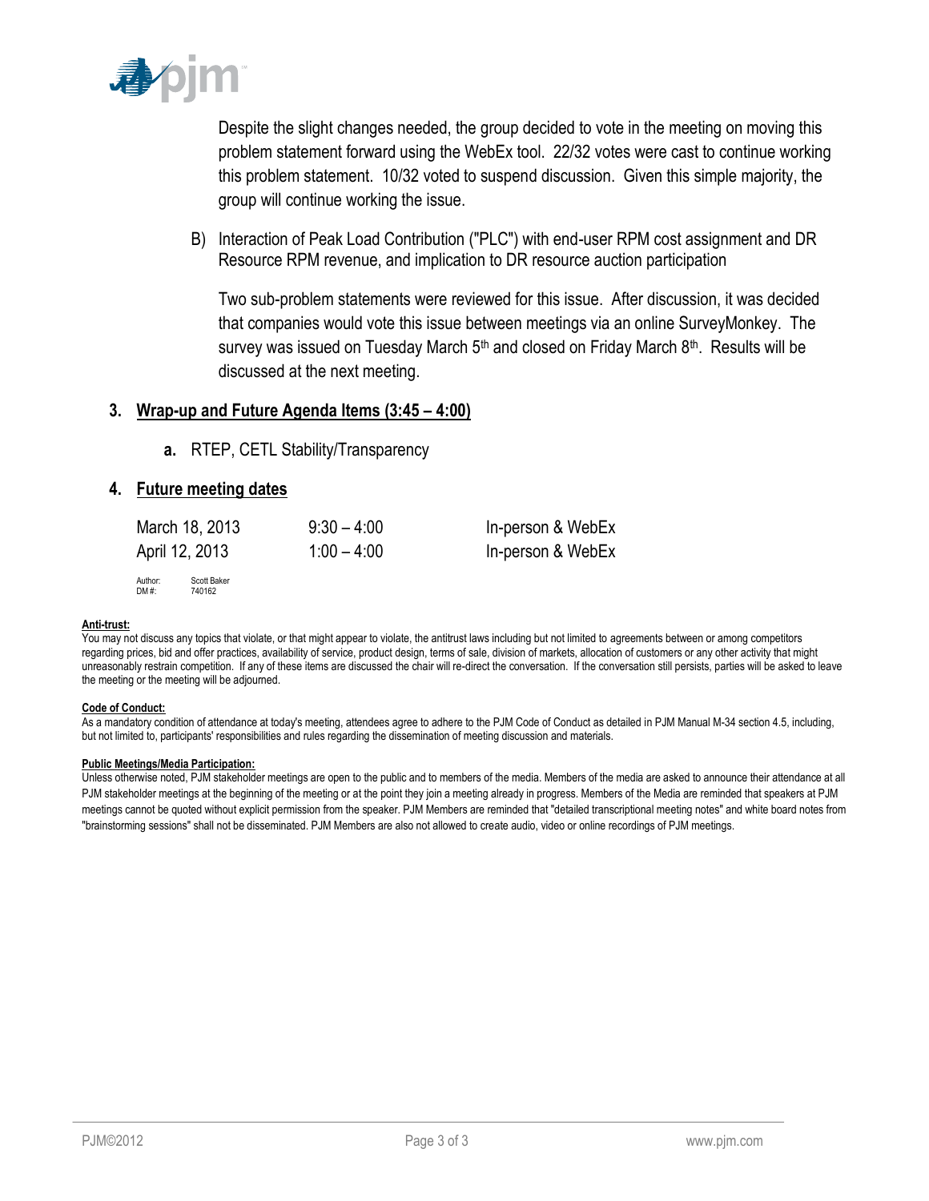Despite the slight changes needed, the group decided to vote in the meeting on moving this problem statement forward using the WebEx tool. 22/32 votes were cast to continue working this problem statement. 10/32 voted to suspend discussion. Given this simple majority, the group will continue working the issue.

B) Interaction of Peak Load Contribution ("PLC") with end-user RPM cost assignment and DR Resource RPM revenue, and implication to DR resource auction participation

Two sub-problem statements were reviewed for this issue. After discussion, it was decided that companies would vote this issue between meetings via an online SurveyMonkey. The survey was issued on Tuesday March 5th and closed on Friday March 8th. Results will be discussed at the next meeting.

## 3. Wrap-up and Future Agenda Items (3:45 – 4:00)

**a.** RTEP, CETL Stability/Transparency

## 4. Future meeting dates

| | | |
|---|---|---|
| March 18, 2013 | 9:30 – 4:00 | In-person & WebEx |
| April 12, 2013 | 1:00 – 4:00 | In-person & WebEx |

Author: Scott Baker
DM #: 740162

**Anti-trust:**
You may not discuss any topics that violate, or that might appear to violate, the antitrust laws including but not limited to agreements between or among competitors regarding prices, bid and offer practices, availability of service, product design, terms of sale, division of markets, allocation of customers or any other activity that might unreasonably restrain competition. If any of these items are discussed the chair will re-direct the conversation. If the conversation still persists, parties will be asked to leave the meeting or the meeting will be adjourned.

**Code of Conduct:**
As a mandatory condition of attendance at today's meeting, attendees agree to adhere to the PJM Code of Conduct as detailed in PJM Manual M-34 section 4.5, including, but not limited to, participants' responsibilities and rules regarding the dissemination of meeting discussion and materials.

**Public Meetings/Media Participation:**
Unless otherwise noted, PJM stakeholder meetings are open to the public and to members of the media. Members of the media are asked to announce their attendance at all PJM stakeholder meetings at the beginning of the meeting or at the point they join a meeting already in progress. Members of the Media are reminded that speakers at PJM meetings cannot be quoted without explicit permission from the speaker. PJM Members are reminded that "detailed transcriptional meeting notes" and white board notes from "brainstorming sessions" shall not be disseminated. PJM Members are also not allowed to create audio, video or online recordings of PJM meetings.